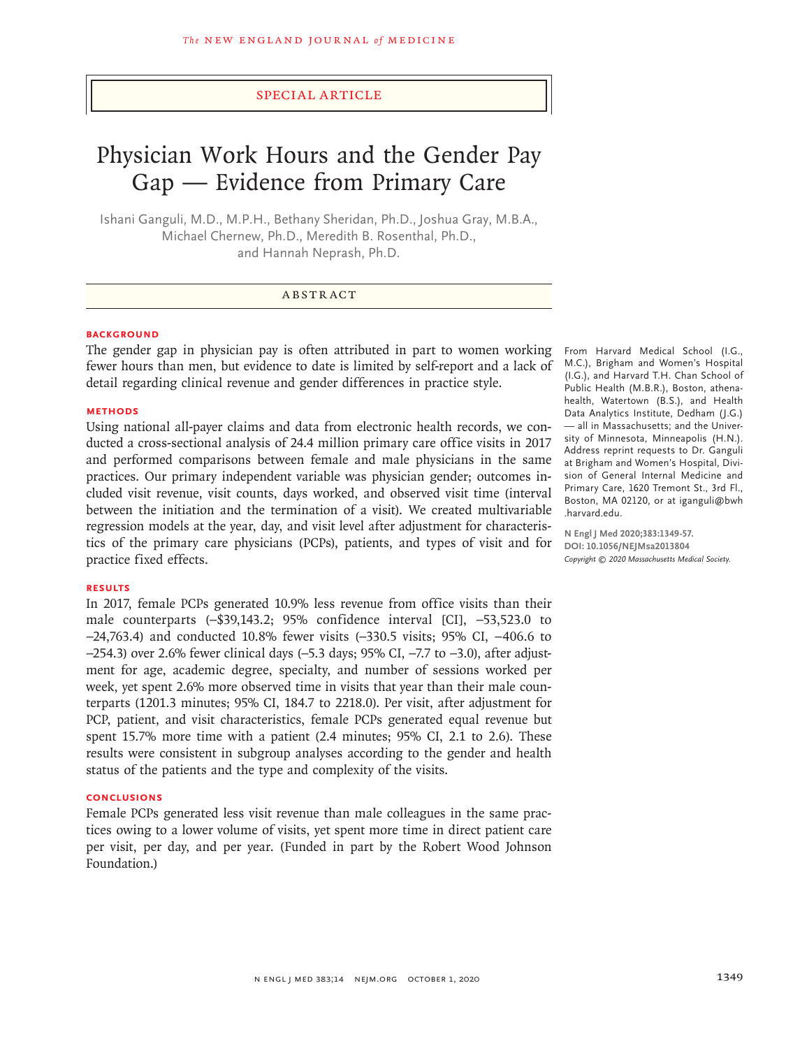Special Article

# Physician Work Hours and the Gender Pay Gap — Evidence from Primary Care

Ishani Ganguli, M.D., M.P.H., Bethany Sheridan, Ph.D., Joshua Gray, M.B.A., Michael Chernew, Ph.D., Meredith B. Rosenthal, Ph.D., and Hannah Neprash, Ph.D.

## Abstract

### Background

The gender gap in physician pay is often attributed in part to women working fewer hours than men, but evidence to date is limited by self-report and a lack of detail regarding clinical revenue and gender differences in practice style.

### Methods

Using national all-payer claims and data from electronic health records, we conducted a cross-sectional analysis of 24.4 million primary care office visits in 2017 and performed comparisons between female and male physicians in the same practices. Our primary independent variable was physician gender; outcomes included visit revenue, visit counts, days worked, and observed visit time (interval between the initiation and the termination of a visit). We created multivariable regression models at the year, day, and visit level after adjustment for characteristics of the primary care physicians (PCPs), patients, and types of visit and for practice fixed effects.

### Results

In 2017, female PCPs generated 10.9% less revenue from office visits than their male counterparts (–$39,143.2; 95% confidence interval [CI], –53,523.0 to –24,763.4) and conducted 10.8% fewer visits (–330.5 visits; 95% CI, –406.6 to –254.3) over 2.6% fewer clinical days (–5.3 days; 95% CI, –7.7 to –3.0), after adjustment for age, academic degree, specialty, and number of sessions worked per week, yet spent 2.6% more observed time in visits that year than their male counterparts (1201.3 minutes; 95% CI, 184.7 to 2218.0). Per visit, after adjustment for PCP, patient, and visit characteristics, female PCPs generated equal revenue but spent 15.7% more time with a patient (2.4 minutes; 95% CI, 2.1 to 2.6). These results were consistent in subgroup analyses according to the gender and health status of the patients and the type and complexity of the visits.

### Conclusions

Female PCPs generated less visit revenue than male colleagues in the same practices owing to a lower volume of visits, yet spent more time in direct patient care per visit, per day, and per year. (Funded in part by the Robert Wood Johnson Foundation.)

From Harvard Medical School (I.G., M.C.), Brigham and Women's Hospital (I.G.), and Harvard T.H. Chan School of Public Health (M.B.R.), Boston, athenahealth, Watertown (B.S.), and Health Data Analytics Institute, Dedham (J.G.) — all in Massachusetts; and the University of Minnesota, Minneapolis (H.N.). Address reprint requests to Dr. Ganguli at Brigham and Women's Hospital, Division of General Internal Medicine and Primary Care, 1620 Tremont St., 3rd Fl., Boston, MA 02120, or at iganguli@bwh.harvard.edu.

**N Engl J Med 2020;383:1349-57.**
**DOI: 10.1056/NEJMsa2013804**
*Copyright © 2020 Massachusetts Medical Society.*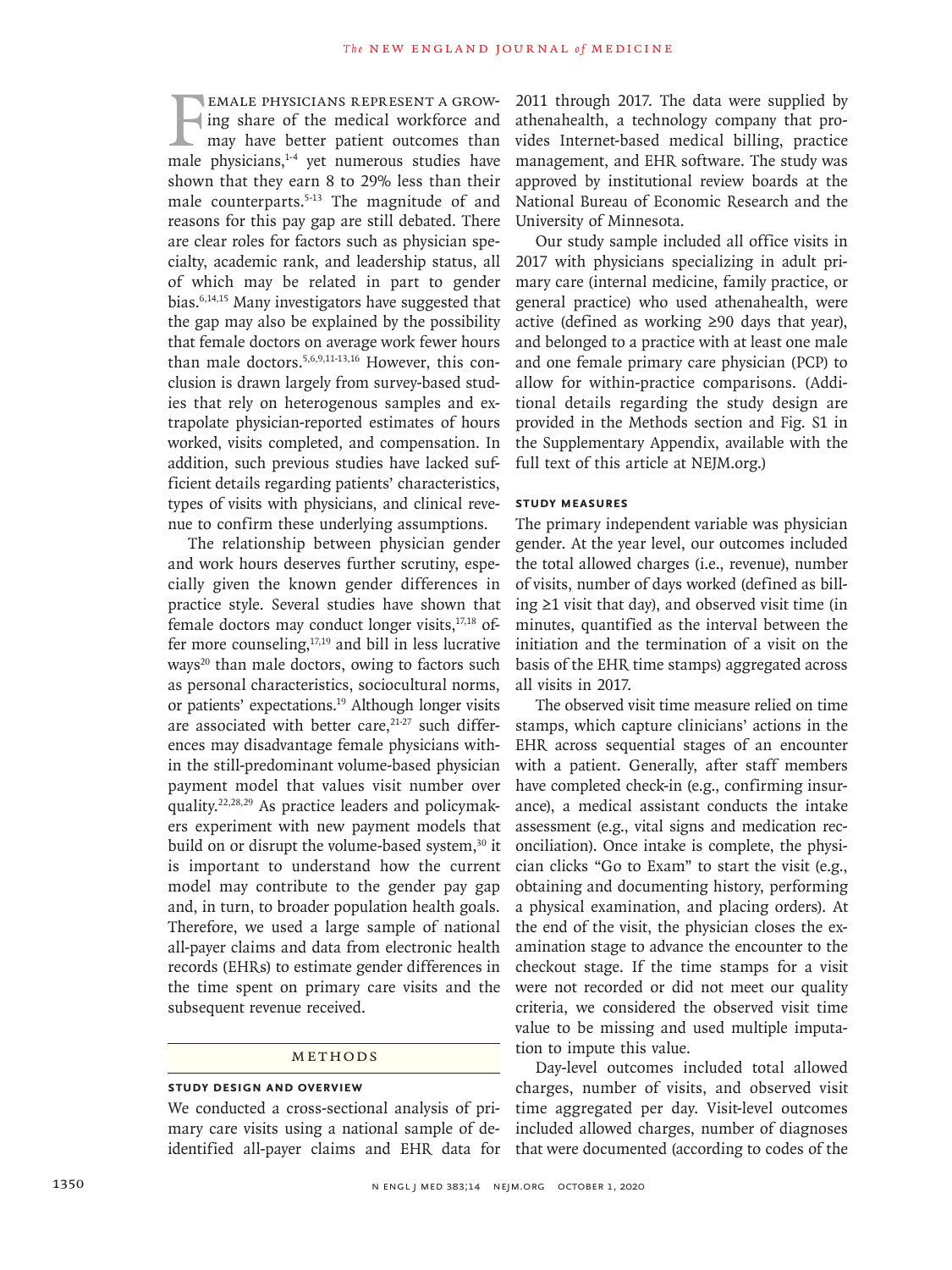Female physicians represent a growing share of the medical workforce and may have better patient outcomes than male physicians,[1-4] yet numerous studies have shown that they earn 8 to 29% less than their male counterparts.[5-13] The magnitude of and reasons for this pay gap are still debated. There are clear roles for factors such as physician specialty, academic rank, and leadership status, all of which may be related in part to gender bias.[6,14,15] Many investigators have suggested that the gap may also be explained by the possibility that female doctors on average work fewer hours than male doctors.[5,6,9,11-13,16] However, this conclusion is drawn largely from survey-based studies that rely on heterogenous samples and extrapolate physician-reported estimates of hours worked, visits completed, and compensation. In addition, such previous studies have lacked sufficient details regarding patients' characteristics, types of visits with physicians, and clinical revenue to confirm these underlying assumptions.

The relationship between physician gender and work hours deserves further scrutiny, especially given the known gender differences in practice style. Several studies have shown that female doctors may conduct longer visits,[17,18] offer more counseling,[17,19] and bill in less lucrative ways[20] than male doctors, owing to factors such as personal characteristics, sociocultural norms, or patients' expectations.[19] Although longer visits are associated with better care,[21-27] such differences may disadvantage female physicians within the still-predominant volume-based physician payment model that values visit number over quality.[22,28,29] As practice leaders and policymakers experiment with new payment models that build on or disrupt the volume-based system,[30] it is important to understand how the current model may contribute to the gender pay gap and, in turn, to broader population health goals. Therefore, we used a large sample of national all-payer claims and data from electronic health records (EHRs) to estimate gender differences in the time spent on primary care visits and the subsequent revenue received.

## Methods

### Study Design and Overview

We conducted a cross-sectional analysis of primary care visits using a national sample of deidentified all-payer claims and EHR data for 2011 through 2017. The data were supplied by athenahealth, a technology company that provides Internet-based medical billing, practice management, and EHR software. The study was approved by institutional review boards at the National Bureau of Economic Research and the University of Minnesota.

Our study sample included all office visits in 2017 with physicians specializing in adult primary care (internal medicine, family practice, or general practice) who used athenahealth, were active (defined as working ≥90 days that year), and belonged to a practice with at least one male and one female primary care physician (PCP) to allow for within-practice comparisons. (Additional details regarding the study design are provided in the Methods section and Fig. S1 in the Supplementary Appendix, available with the full text of this article at NEJM.org.)

### Study Measures

The primary independent variable was physician gender. At the year level, our outcomes included the total allowed charges (i.e., revenue), number of visits, number of days worked (defined as billing ≥1 visit that day), and observed visit time (in minutes, quantified as the interval between the initiation and the termination of a visit on the basis of the EHR time stamps) aggregated across all visits in 2017.

The observed visit time measure relied on time stamps, which capture clinicians' actions in the EHR across sequential stages of an encounter with a patient. Generally, after staff members have completed check-in (e.g., confirming insurance), a medical assistant conducts the intake assessment (e.g., vital signs and medication reconciliation). Once intake is complete, the physician clicks "Go to Exam" to start the visit (e.g., obtaining and documenting history, performing a physical examination, and placing orders). At the end of the visit, the physician closes the examination stage to advance the encounter to the checkout stage. If the time stamps for a visit were not recorded or did not meet our quality criteria, we considered the observed visit time value to be missing and used multiple imputation to impute this value.

Day-level outcomes included total allowed charges, number of visits, and observed visit time aggregated per day. Visit-level outcomes included allowed charges, number of diagnoses that were documented (according to codes of the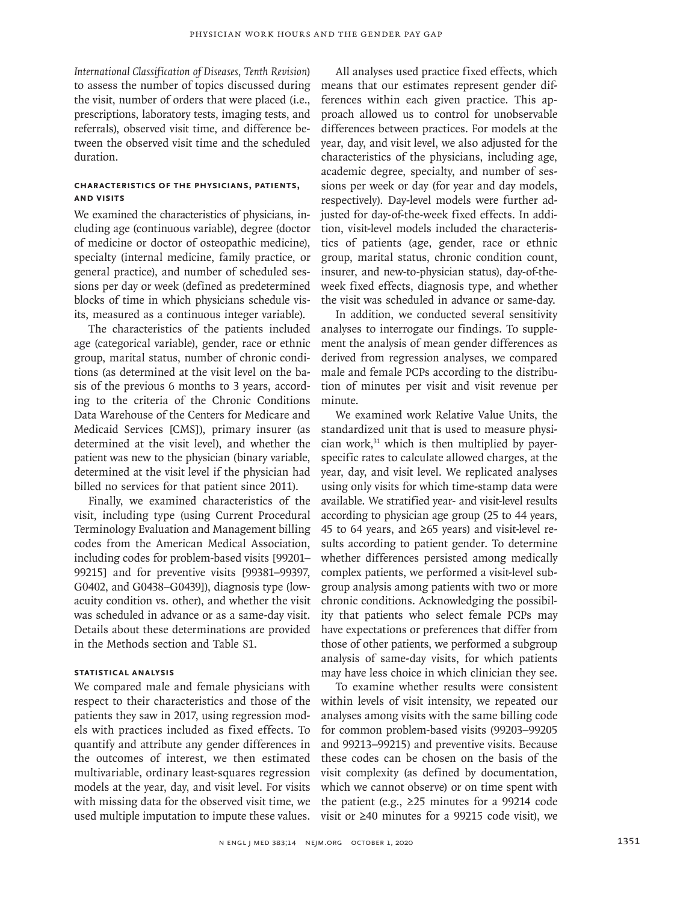*International Classification of Diseases, Tenth Revision*) to assess the number of topics discussed during the visit, number of orders that were placed (i.e., prescriptions, laboratory tests, imaging tests, and referrals), observed visit time, and difference between the observed visit time and the scheduled duration.

### Characteristics of the Physicians, Patients, and Visits

We examined the characteristics of physicians, including age (continuous variable), degree (doctor of medicine or doctor of osteopathic medicine), specialty (internal medicine, family practice, or general practice), and number of scheduled sessions per day or week (defined as predetermined blocks of time in which physicians schedule visits, measured as a continuous integer variable).

The characteristics of the patients included age (categorical variable), gender, race or ethnic group, marital status, number of chronic conditions (as determined at the visit level on the basis of the previous 6 months to 3 years, according to the criteria of the Chronic Conditions Data Warehouse of the Centers for Medicare and Medicaid Services [CMS]), primary insurer (as determined at the visit level), and whether the patient was new to the physician (binary variable, determined at the visit level if the physician had billed no services for that patient since 2011).

Finally, we examined characteristics of the visit, including type (using Current Procedural Terminology Evaluation and Management billing codes from the American Medical Association, including codes for problem-based visits [99201–99215] and for preventive visits [99381–99397, G0402, and G0438–G0439]), diagnosis type (low-acuity condition vs. other), and whether the visit was scheduled in advance or as a same-day visit. Details about these determinations are provided in the Methods section and Table S1.

### Statistical Analysis

We compared male and female physicians with respect to their characteristics and those of the patients they saw in 2017, using regression models with practices included as fixed effects. To quantify and attribute any gender differences in the outcomes of interest, we then estimated multivariable, ordinary least-squares regression models at the year, day, and visit level. For visits with missing data for the observed visit time, we used multiple imputation to impute these values.

All analyses used practice fixed effects, which means that our estimates represent gender differences within each given practice. This approach allowed us to control for unobservable differences between practices. For models at the year, day, and visit level, we also adjusted for the characteristics of the physicians, including age, academic degree, specialty, and number of sessions per week or day (for year and day models, respectively). Day-level models were further adjusted for day-of-the-week fixed effects. In addition, visit-level models included the characteristics of patients (age, gender, race or ethnic group, marital status, chronic condition count, insurer, and new-to-physician status), day-of-the-week fixed effects, diagnosis type, and whether the visit was scheduled in advance or same-day.

In addition, we conducted several sensitivity analyses to interrogate our findings. To supplement the analysis of mean gender differences as derived from regression analyses, we compared male and female PCPs according to the distribution of minutes per visit and visit revenue per minute.

We examined work Relative Value Units, the standardized unit that is used to measure physician work,[31] which is then multiplied by payer-specific rates to calculate allowed charges, at the year, day, and visit level. We replicated analyses using only visits for which time-stamp data were available. We stratified year- and visit-level results according to physician age group (25 to 44 years, 45 to 64 years, and ≥65 years) and visit-level results according to patient gender. To determine whether differences persisted among medically complex patients, we performed a visit-level subgroup analysis among patients with two or more chronic conditions. Acknowledging the possibility that patients who select female PCPs may have expectations or preferences that differ from those of other patients, we performed a subgroup analysis of same-day visits, for which patients may have less choice in which clinician they see.

To examine whether results were consistent within levels of visit intensity, we repeated our analyses among visits with the same billing code for common problem-based visits (99203–99205 and 99213–99215) and preventive visits. Because these codes can be chosen on the basis of the visit complexity (as defined by documentation, which we cannot observe) or on time spent with the patient (e.g., ≥25 minutes for a 99214 code visit or ≥40 minutes for a 99215 code visit), we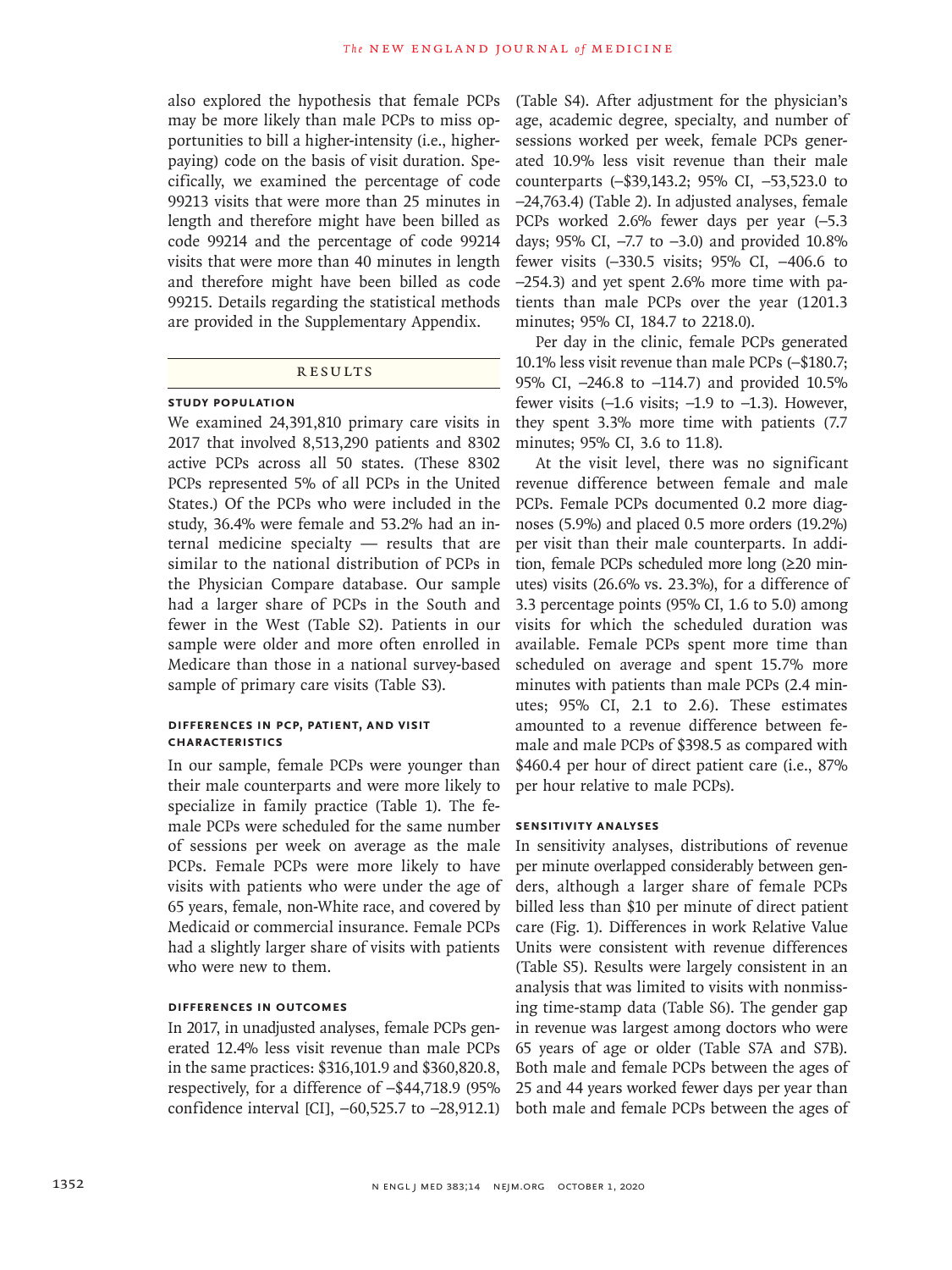also explored the hypothesis that female PCPs may be more likely than male PCPs to miss opportunities to bill a higher-intensity (i.e., higher-paying) code on the basis of visit duration. Specifically, we examined the percentage of code 99213 visits that were more than 25 minutes in length and therefore might have been billed as code 99214 and the percentage of code 99214 visits that were more than 40 minutes in length and therefore might have been billed as code 99215. Details regarding the statistical methods are provided in the Supplementary Appendix.

## RESULTS

### STUDY POPULATION

We examined 24,391,810 primary care visits in 2017 that involved 8,513,290 patients and 8302 active PCPs across all 50 states. (These 8302 PCPs represented 5% of all PCPs in the United States.) Of the PCPs who were included in the study, 36.4% were female and 53.2% had an internal medicine specialty — results that are similar to the national distribution of PCPs in the Physician Compare database. Our sample had a larger share of PCPs in the South and fewer in the West (Table S2). Patients in our sample were older and more often enrolled in Medicare than those in a national survey-based sample of primary care visits (Table S3).

### DIFFERENCES IN PCP, PATIENT, AND VISIT CHARACTERISTICS

In our sample, female PCPs were younger than their male counterparts and were more likely to specialize in family practice (Table 1). The female PCPs were scheduled for the same number of sessions per week on average as the male PCPs. Female PCPs were more likely to have visits with patients who were under the age of 65 years, female, non-White race, and covered by Medicaid or commercial insurance. Female PCPs had a slightly larger share of visits with patients who were new to them.

### DIFFERENCES IN OUTCOMES

In 2017, in unadjusted analyses, female PCPs generated 12.4% less visit revenue than male PCPs in the same practices: $316,101.9 and $360,820.8, respectively, for a difference of −$44,718.9 (95% confidence interval [CI], −60,525.7 to −28,912.1) (Table S4). After adjustment for the physician's age, academic degree, specialty, and number of sessions worked per week, female PCPs generated 10.9% less visit revenue than their male counterparts (−$39,143.2; 95% CI, −53,523.0 to −24,763.4) (Table 2). In adjusted analyses, female PCPs worked 2.6% fewer days per year (−5.3 days; 95% CI, −7.7 to −3.0) and provided 10.8% fewer visits (−330.5 visits; 95% CI, −406.6 to −254.3) and yet spent 2.6% more time with patients than male PCPs over the year (1201.3 minutes; 95% CI, 184.7 to 2218.0).

Per day in the clinic, female PCPs generated 10.1% less visit revenue than male PCPs (−$180.7; 95% CI, −246.8 to −114.7) and provided 10.5% fewer visits (−1.6 visits; −1.9 to −1.3). However, they spent 3.3% more time with patients (7.7 minutes; 95% CI, 3.6 to 11.8).

At the visit level, there was no significant revenue difference between female and male PCPs. Female PCPs documented 0.2 more diagnoses (5.9%) and placed 0.5 more orders (19.2%) per visit than their male counterparts. In addition, female PCPs scheduled more long (≥20 minutes) visits (26.6% vs. 23.3%), for a difference of 3.3 percentage points (95% CI, 1.6 to 5.0) among visits for which the scheduled duration was available. Female PCPs spent more time than scheduled on average and spent 15.7% more minutes with patients than male PCPs (2.4 minutes; 95% CI, 2.1 to 2.6). These estimates amounted to a revenue difference between female and male PCPs of $398.5 as compared with $460.4 per hour of direct patient care (i.e., 87% per hour relative to male PCPs).

### SENSITIVITY ANALYSES

In sensitivity analyses, distributions of revenue per minute overlapped considerably between genders, although a larger share of female PCPs billed less than $10 per minute of direct patient care (Fig. 1). Differences in work Relative Value Units were consistent with revenue differences (Table S5). Results were largely consistent in an analysis that was limited to visits with nonmissing time-stamp data (Table S6). The gender gap in revenue was largest among doctors who were 65 years of age or older (Table S7A and S7B). Both male and female PCPs between the ages of 25 and 44 years worked fewer days per year than both male and female PCPs between the ages of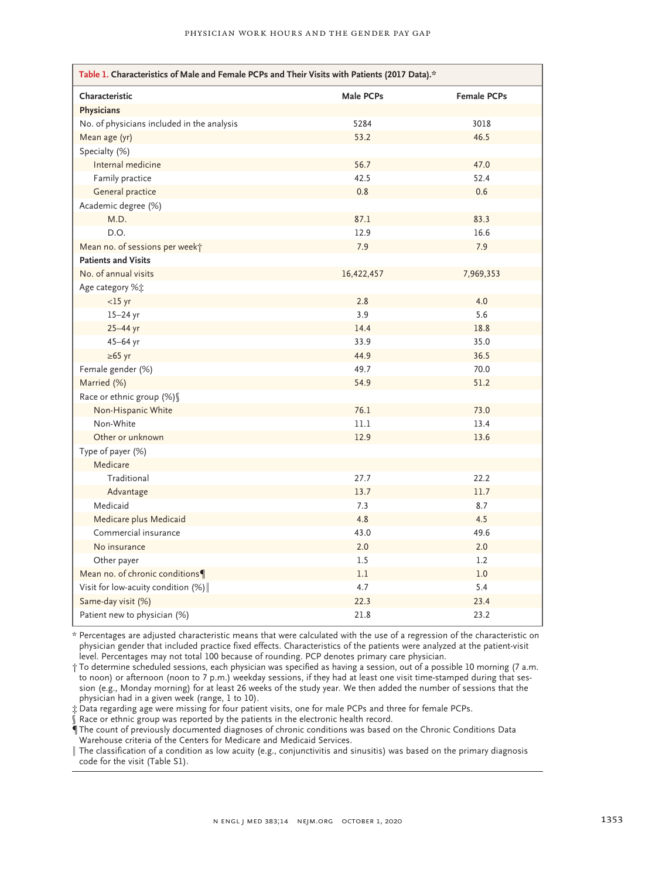**Table 1. Characteristics of Male and Female PCPs and Their Visits with Patients (2017 Data).***

| Characteristic | Male PCPs | Female PCPs |
|---|---|---|
| **Physicians** | | |
| No. of physicians included in the analysis | 5284 | 3018 |
| Mean age (yr) | 53.2 | 46.5 |
| Specialty (%) | | |
| Internal medicine | 56.7 | 47.0 |
| Family practice | 42.5 | 52.4 |
| General practice | 0.8 | 0.6 |
| Academic degree (%) | | |
| M.D. | 87.1 | 83.3 |
| D.O. | 12.9 | 16.6 |
| Mean no. of sessions per week† | 7.9 | 7.9 |
| **Patients and Visits** | | |
| No. of annual visits | 16,422,457 | 7,969,353 |
| Age category %‡ | | |
| <15 yr | 2.8 | 4.0 |
| 15–24 yr | 3.9 | 5.6 |
| 25–44 yr | 14.4 | 18.8 |
| 45–64 yr | 33.9 | 35.0 |
| ≥65 yr | 44.9 | 36.5 |
| Female gender (%) | 49.7 | 70.0 |
| Married (%) | 54.9 | 51.2 |
| Race or ethnic group (%)§ | | |
| Non-Hispanic White | 76.1 | 73.0 |
| Non-White | 11.1 | 13.4 |
| Other or unknown | 12.9 | 13.6 |
| Type of payer (%) | | |
| Medicare | | |
| Traditional | 27.7 | 22.2 |
| Advantage | 13.7 | 11.7 |
| Medicaid | 7.3 | 8.7 |
| Medicare plus Medicaid | 4.8 | 4.5 |
| Commercial insurance | 43.0 | 49.6 |
| No insurance | 2.0 | 2.0 |
| Other payer | 1.5 | 1.2 |
| Mean no. of chronic conditions¶ | 1.1 | 1.0 |
| Visit for low-acuity condition (%)‖ | 4.7 | 5.4 |
| Same-day visit (%) | 22.3 | 23.4 |
| Patient new to physician (%) | 21.8 | 23.2 |

\* Percentages are adjusted characteristic means that were calculated with the use of a regression of the characteristic on physician gender that included practice fixed effects. Characteristics of the patients were analyzed at the patient-visit level. Percentages may not total 100 because of rounding. PCP denotes primary care physician.

† To determine scheduled sessions, each physician was specified as having a session, out of a possible 10 morning (7 a.m. to noon) or afternoon (noon to 7 p.m.) weekday sessions, if they had at least one visit time-stamped during that session (e.g., Monday morning) for at least 26 weeks of the study year. We then added the number of sessions that the physician had in a given week (range, 1 to 10).

‡ Data regarding age were missing for four patient visits, one for male PCPs and three for female PCPs.

§ Race or ethnic group was reported by the patients in the electronic health record.

¶ The count of previously documented diagnoses of chronic conditions was based on the Chronic Conditions Data Warehouse criteria of the Centers for Medicare and Medicaid Services.

‖ The classification of a condition as low acuity (e.g., conjunctivitis and sinusitis) was based on the primary diagnosis code for the visit (Table S1).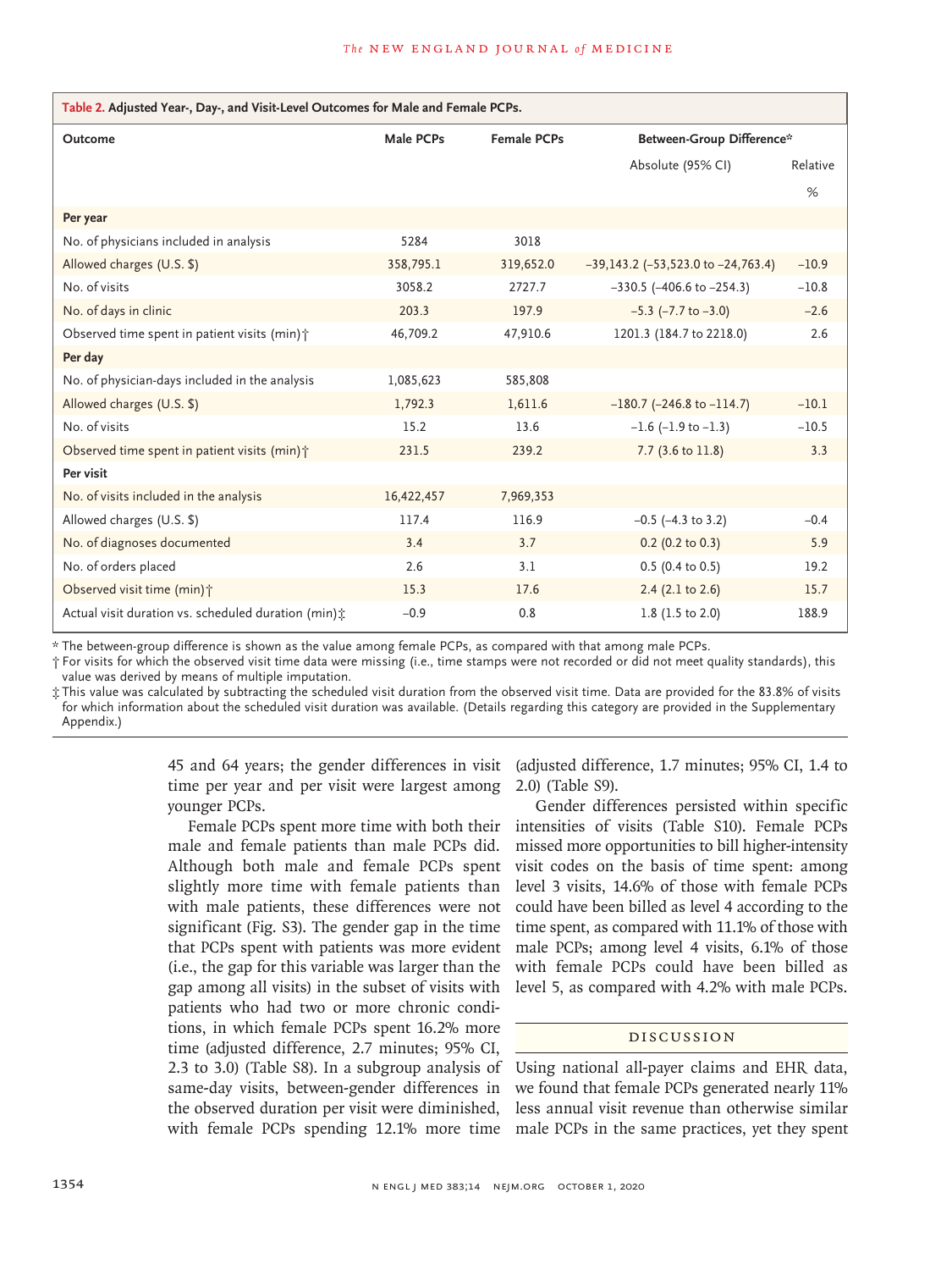**Table 2. Adjusted Year-, Day-, and Visit-Level Outcomes for Male and Female PCPs.**

| Outcome | Male PCPs | Female PCPs | Between-Group Difference* | |
|---|---|---|---|---|
| | | | Absolute (95% CI) | Relative |
| | | | | % |
| **Per year** | | | | |
| No. of physicians included in analysis | 5284 | 3018 | | |
| Allowed charges (U.S. $) | 358,795.1 | 319,652.0 | −39,143.2 (−53,523.0 to −24,763.4) | −10.9 |
| No. of visits | 3058.2 | 2727.7 | −330.5 (−406.6 to −254.3) | −10.8 |
| No. of days in clinic | 203.3 | 197.9 | −5.3 (−7.7 to −3.0) | −2.6 |
| Observed time spent in patient visits (min)† | 46,709.2 | 47,910.6 | 1201.3 (184.7 to 2218.0) | 2.6 |
| **Per day** | | | | |
| No. of physician-days included in the analysis | 1,085,623 | 585,808 | | |
| Allowed charges (U.S. $) | 1,792.3 | 1,611.6 | −180.7 (−246.8 to −114.7) | −10.1 |
| No. of visits | 15.2 | 13.6 | −1.6 (−1.9 to −1.3) | −10.5 |
| Observed time spent in patient visits (min)† | 231.5 | 239.2 | 7.7 (3.6 to 11.8) | 3.3 |
| **Per visit** | | | | |
| No. of visits included in the analysis | 16,422,457 | 7,969,353 | | |
| Allowed charges (U.S. $) | 117.4 | 116.9 | −0.5 (−4.3 to 3.2) | −0.4 |
| No. of diagnoses documented | 3.4 | 3.7 | 0.2 (0.2 to 0.3) | 5.9 |
| No. of orders placed | 2.6 | 3.1 | 0.5 (0.4 to 0.5) | 19.2 |
| Observed visit time (min)† | 15.3 | 17.6 | 2.4 (2.1 to 2.6) | 15.7 |
| Actual visit duration vs. scheduled duration (min)‡ | −0.9 | 0.8 | 1.8 (1.5 to 2.0) | 188.9 |

\* The between-group difference is shown as the value among female PCPs, as compared with that among male PCPs.

† For visits for which the observed visit time data were missing (i.e., time stamps were not recorded or did not meet quality standards), this value was derived by means of multiple imputation.

‡ This value was calculated by subtracting the scheduled visit duration from the observed visit time. Data are provided for the 83.8% of visits for which information about the scheduled visit duration was available. (Details regarding this category are provided in the Supplementary Appendix.)

45 and 64 years; the gender differences in visit time per year and per visit were largest among younger PCPs.

Female PCPs spent more time with both their male and female patients than male PCPs did. Although both male and female PCPs spent slightly more time with female patients than with male patients, these differences were not significant (Fig. S3). The gender gap in the time that PCPs spent with patients was more evident (i.e., the gap for this variable was larger than the gap among all visits) in the subset of visits with patients who had two or more chronic conditions, in which female PCPs spent 16.2% more time (adjusted difference, 2.7 minutes; 95% CI, 2.3 to 3.0) (Table S8). In a subgroup analysis of same-day visits, between-gender differences in the observed duration per visit were diminished, with female PCPs spending 12.1% more time (adjusted difference, 1.7 minutes; 95% CI, 1.4 to 2.0) (Table S9).

Gender differences persisted within specific intensities of visits (Table S10). Female PCPs missed more opportunities to bill higher-intensity visit codes on the basis of time spent: among level 3 visits, 14.6% of those with female PCPs could have been billed as level 4 according to the time spent, as compared with 11.1% of those with male PCPs; among level 4 visits, 6.1% of those with female PCPs could have been billed as level 5, as compared with 4.2% with male PCPs.

## Discussion

Using national all-payer claims and EHR data, we found that female PCPs generated nearly 11% less annual visit revenue than otherwise similar male PCPs in the same practices, yet they spent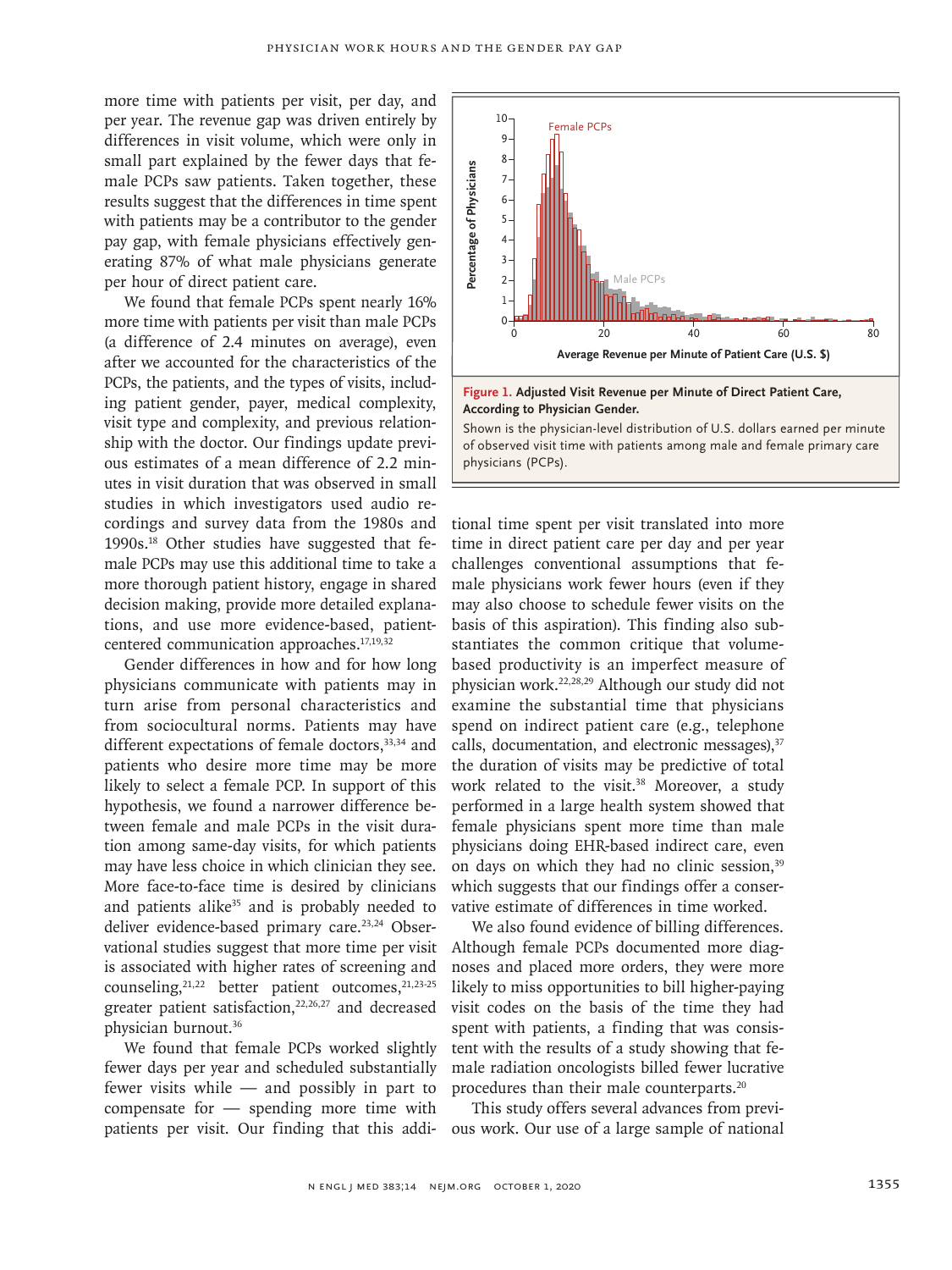more time with patients per visit, per day, and per year. The revenue gap was driven entirely by differences in visit volume, which were only in small part explained by the fewer days that female PCPs saw patients. Taken together, these results suggest that the differences in time spent with patients may be a contributor to the gender pay gap, with female physicians effectively generating 87% of what male physicians generate per hour of direct patient care.

We found that female PCPs spent nearly 16% more time with patients per visit than male PCPs (a difference of 2.4 minutes on average), even after we accounted for the characteristics of the PCPs, the patients, and the types of visits, including patient gender, payer, medical complexity, visit type and complexity, and previous relationship with the doctor. Our findings update previous estimates of a mean difference of 2.2 minutes in visit duration that was observed in small studies in which investigators used audio recordings and survey data from the 1980s and 1990s.[18] Other studies have suggested that female PCPs may use this additional time to take a more thorough patient history, engage in shared decision making, provide more detailed explanations, and use more evidence-based, patient-centered communication approaches.[17,19,32]

Gender differences in how and for how long physicians communicate with patients may in turn arise from personal characteristics and from sociocultural norms. Patients may have different expectations of female doctors,[33,34] and patients who desire more time may be more likely to select a female PCP. In support of this hypothesis, we found a narrower difference between female and male PCPs in the visit duration among same-day visits, for which patients may have less choice in which clinician they see. More face-to-face time is desired by clinicians and patients alike[35] and is probably needed to deliver evidence-based primary care.[23,24] Observational studies suggest that more time per visit is associated with higher rates of screening and counseling,[21,22] better patient outcomes,[21,23-25] greater patient satisfaction,[22,26,27] and decreased physician burnout.[36]

We found that female PCPs worked slightly fewer days per year and scheduled substantially fewer visits while — and possibly in part to compensate for — spending more time with patients per visit. Our finding that this additional time spent per visit translated into more time in direct patient care per day and per year challenges conventional assumptions that female physicians work fewer hours (even if they may also choose to schedule fewer visits on the basis of this aspiration). This finding also substantiates the common critique that volume-based productivity is an imperfect measure of physician work.[22,28,29] Although our study did not examine the substantial time that physicians spend on indirect patient care (e.g., telephone calls, documentation, and electronic messages),[37] the duration of visits may be predictive of total work related to the visit.[38] Moreover, a study performed in a large health system showed that female physicians spent more time than male physicians doing EHR-based indirect care, even on days on which they had no clinic session,[39] which suggests that our findings offer a conservative estimate of differences in time worked.

**Figure 1. Adjusted Visit Revenue per Minute of Direct Patient Care, According to Physician Gender.**
Shown is the physician-level distribution of U.S. dollars earned per minute of observed visit time with patients among male and female primary care physicians (PCPs).

We also found evidence of billing differences. Although female PCPs documented more diagnoses and placed more orders, they were more likely to miss opportunities to bill higher-paying visit codes on the basis of the time they had spent with patients, a finding that was consistent with the results of a study showing that female radiation oncologists billed fewer lucrative procedures than their male counterparts.[20]

This study offers several advances from previous work. Our use of a large sample of national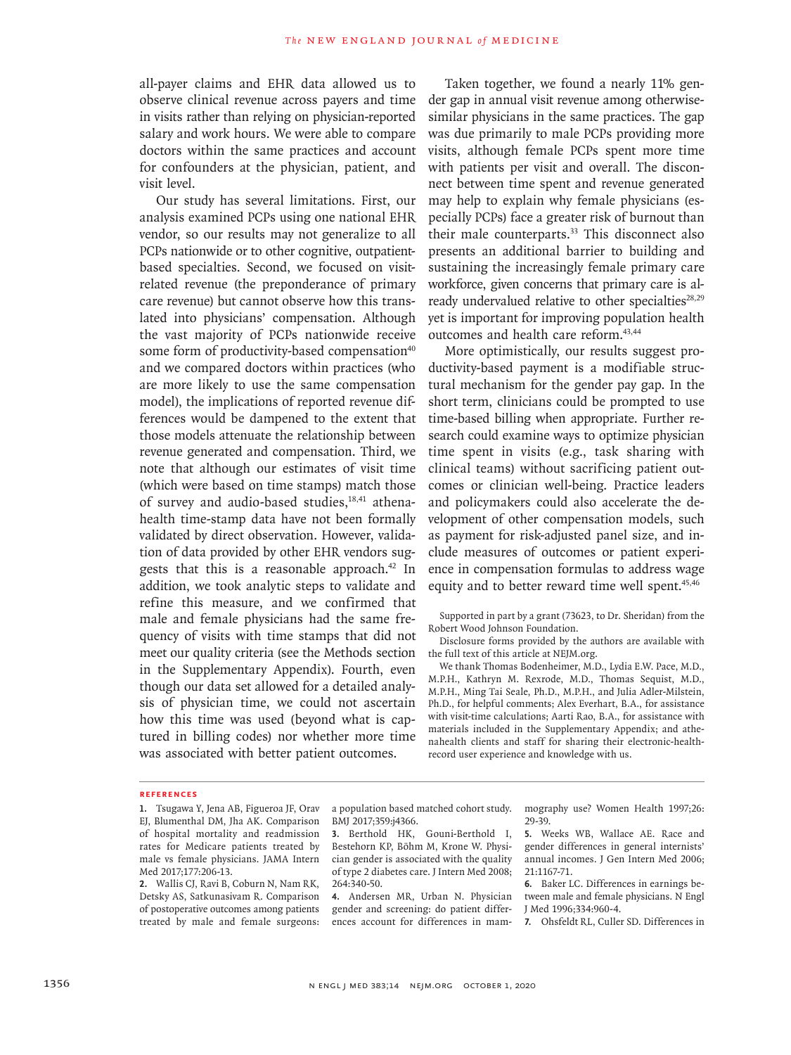all-payer claims and EHR data allowed us to observe clinical revenue across payers and time in visits rather than relying on physician-reported salary and work hours. We were able to compare doctors within the same practices and account for confounders at the physician, patient, and visit level.

Our study has several limitations. First, our analysis examined PCPs using one national EHR vendor, so our results may not generalize to all PCPs nationwide or to other cognitive, outpatient-based specialties. Second, we focused on visit-related revenue (the preponderance of primary care revenue) but cannot observe how this translated into physicians' compensation. Although the vast majority of PCPs nationwide receive some form of productivity-based compensation[40] and we compared doctors within practices (who are more likely to use the same compensation model), the implications of reported revenue differences would be dampened to the extent that those models attenuate the relationship between revenue generated and compensation. Third, we note that although our estimates of visit time (which were based on time stamps) match those of survey and audio-based studies,[18,41] athenahealth time-stamp data have not been formally validated by direct observation. However, validation of data provided by other EHR vendors suggests that this is a reasonable approach.[42] In addition, we took analytic steps to validate and refine this measure, and we confirmed that male and female physicians had the same frequency of visits with time stamps that did not meet our quality criteria (see the Methods section in the Supplementary Appendix). Fourth, even though our data set allowed for a detailed analysis of physician time, we could not ascertain how this time was used (beyond what is captured in billing codes) nor whether more time was associated with better patient outcomes.

Taken together, we found a nearly 11% gender gap in annual visit revenue among otherwise-similar physicians in the same practices. The gap was due primarily to male PCPs providing more visits, although female PCPs spent more time with patients per visit and overall. The disconnect between time spent and revenue generated may help to explain why female physicians (especially PCPs) face a greater risk of burnout than their male counterparts.[33] This disconnect also presents an additional barrier to building and sustaining the increasingly female primary care workforce, given concerns that primary care is already undervalued relative to other specialties[28,29] yet is important for improving population health outcomes and health care reform.[43,44]

More optimistically, our results suggest productivity-based payment is a modifiable structural mechanism for the gender pay gap. In the short term, clinicians could be prompted to use time-based billing when appropriate. Further research could examine ways to optimize physician time spent in visits (e.g., task sharing with clinical teams) without sacrificing patient outcomes or clinician well-being. Practice leaders and policymakers could also accelerate the development of other compensation models, such as payment for risk-adjusted panel size, and include measures of outcomes or patient experience in compensation formulas to address wage equity and to better reward time well spent.[45,46]

Supported in part by a grant (73623, to Dr. Sheridan) from the Robert Wood Johnson Foundation.

Disclosure forms provided by the authors are available with the full text of this article at NEJM.org.

We thank Thomas Bodenheimer, M.D., Lydia E.W. Pace, M.D., M.P.H., Kathryn M. Rexrode, M.D., Thomas Sequist, M.D., M.P.H., Ming Tai Seale, Ph.D., M.P.H., and Julia Adler-Milstein, Ph.D., for helpful comments; Alex Everhart, B.A., for assistance with visit-time calculations; Aarti Rao, B.A., for assistance with materials included in the Supplementary Appendix; and athenahealth clients and staff for sharing their electronic-health-record user experience and knowledge with us.

## References

1. Tsugawa Y, Jena AB, Figueroa JF, Orav EJ, Blumenthal DM, Jha AK. Comparison of hospital mortality and readmission rates for Medicare patients treated by male vs female physicians. JAMA Intern Med 2017;177:206-13.
2. Wallis CJ, Ravi B, Coburn N, Nam RK, Detsky AS, Satkunasivam R. Comparison of postoperative outcomes among patients treated by male and female surgeons: a population based matched cohort study. BMJ 2017;359:j4366.
3. Berthold HK, Gouni-Berthold I, Bestehorn KP, Böhm M, Krone W. Physician gender is associated with the quality of type 2 diabetes care. J Intern Med 2008; 264:340-50.
4. Andersen MR, Urban N. Physician gender and screening: do patient differences account for differences in mammography use? Women Health 1997;26: 29-39.
5. Weeks WB, Wallace AE. Race and gender differences in general internists' annual incomes. J Gen Intern Med 2006; 21:1167-71.
6. Baker LC. Differences in earnings between male and female physicians. N Engl J Med 1996;334:960-4.
7. Ohsfeldt RL, Culler SD. Differences in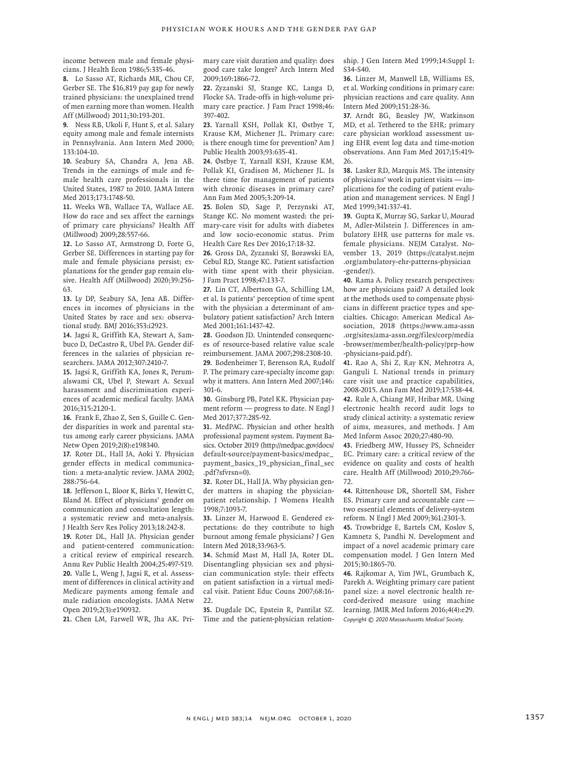income between male and female physicians. J Health Econ 1986;5:335-46.

**8.** Lo Sasso AT, Richards MR, Chou CF, Gerber SE. The $16,819 pay gap for newly trained physicians: the unexplained trend of men earning more than women. Health Aff (Millwood) 2011;30:193-201.

**9.** Ness RB, Ukoli F, Hunt S, et al. Salary equity among male and female internists in Pennsylvania. Ann Intern Med 2000;133:104-10.

**10.** Seabury SA, Chandra A, Jena AB. Trends in the earnings of male and female health care professionals in the United States, 1987 to 2010. JAMA Intern Med 2013;173:1748-50.

**11.** Weeks WB, Wallace TA, Wallace AE. How do race and sex affect the earnings of primary care physicians? Health Aff (Millwood) 2009;28:557-66.

**12.** Lo Sasso AT, Armstrong D, Forte G, Gerber SE. Differences in starting pay for male and female physicians persist; explanations for the gender gap remain elusive. Health Aff (Millwood) 2020;39:256-63.

**13.** Ly DP, Seabury SA, Jena AB. Differences in incomes of physicians in the United States by race and sex: observational study. BMJ 2016;353:i2923.

**14.** Jagsi R, Griffith KA, Stewart A, Sambuco D, DeCastro R, Ubel PA. Gender differences in the salaries of physician researchers. JAMA 2012;307:2410-7.

**15.** Jagsi R, Griffith KA, Jones R, Perumalswami CR, Ubel P, Stewart A. Sexual harassment and discrimination experiences of academic medical faculty. JAMA 2016;315:2120-1.

**16.** Frank E, Zhao Z, Sen S, Guille C. Gender disparities in work and parental status among early career physicians. JAMA Netw Open 2019;2(8):e198340.

**17.** Roter DL, Hall JA, Aoki Y. Physician gender effects in medical communication: a meta-analytic review. JAMA 2002;288:756-64.

**18.** Jefferson L, Bloor K, Birks Y, Hewitt C, Bland M. Effect of physicians' gender on communication and consultation length: a systematic review and meta-analysis. J Health Serv Res Policy 2013;18:242-8.

**19.** Roter DL, Hall JA. Physician gender and patient-centered communication: a critical review of empirical research. Annu Rev Public Health 2004;25:497-519.

**20.** Valle L, Weng J, Jagsi R, et al. Assessment of differences in clinical activity and Medicare payments among female and male radiation oncologists. JAMA Netw Open 2019;2(3):e190932.

**21.** Chen LM, Farwell WR, Jha AK. Primary care visit duration and quality: does good care take longer? Arch Intern Med 2009;169:1866-72.

**22.** Zyzanski SJ, Stange KC, Langa D, Flocke SA. Trade-offs in high-volume primary care practice. J Fam Pract 1998;46:397-402.

**23.** Yarnall KSH, Pollak KI, Østbye T, Krause KM, Michener JL. Primary care: is there enough time for prevention? Am J Public Health 2003;93:635-41.

**24.** Østbye T, Yarnall KSH, Krause KM, Pollak KI, Gradison M, Michener JL. Is there time for management of patients with chronic diseases in primary care? Ann Fam Med 2005;3:209-14.

**25.** Bolen SD, Sage P, Perzynski AT, Stange KC. No moment wasted: the primary-care visit for adults with diabetes and low socio-economic status. Prim Health Care Res Dev 2016;17:18-32.

**26.** Gross DA, Zyzanski SJ, Borawski EA, Cebul RD, Stange KC. Patient satisfaction with time spent with their physician. J Fam Pract 1998;47:133-7.

**27.** Lin CT, Albertson GA, Schilling LM, et al. Is patients' perception of time spent with the physician a determinant of ambulatory patient satisfaction? Arch Intern Med 2001;161:1437-42.

**28.** Goodson JD. Unintended consequences of resource-based relative value scale reimbursement. JAMA 2007;298:2308-10.

**29.** Bodenheimer T, Berenson RA, Rudolf P. The primary care-specialty income gap: why it matters. Ann Intern Med 2007;146:301-6.

**30.** Ginsburg PB, Patel KK. Physician payment reform — progress to date. N Engl J Med 2017;377:285-92.

**31.** MedPAC. Physician and other health professional payment system. Payment Basics. October 2019 (http://medpac.gov/docs/default-source/payment-basics/medpac_payment_basics_19_physician_final_sec.pdf?sfvrsn=0).

**32.** Roter DL, Hall JA. Why physician gender matters in shaping the physician-patient relationship. J Womens Health 1998;7:1093-7.

**33.** Linzer M, Harwood E. Gendered expectations: do they contribute to high burnout among female physicians? J Gen Intern Med 2018;33:963-5.

**34.** Schmid Mast M, Hall JA, Roter DL. Disentangling physician sex and physician communication style: their effects on patient satisfaction in a virtual medical visit. Patient Educ Couns 2007;68:16-22.

**35.** Dugdale DC, Epstein R, Pantilat SZ. Time and the patient-physician relationship. J Gen Intern Med 1999;14:Suppl 1:S34-S40.

**36.** Linzer M, Manwell LB, Williams ES, et al. Working conditions in primary care: physician reactions and care quality. Ann Intern Med 2009;151:28-36.

**37.** Arndt BG, Beasley JW, Watkinson MD, et al. Tethered to the EHR: primary care physician workload assessment using EHR event log data and time-motion observations. Ann Fam Med 2017;15:419-26.

**38.** Lasker RD, Marquis MS. The intensity of physicians' work in patient visits — implications for the coding of patient evaluation and management services. N Engl J Med 1999;341:337-41.

**39.** Gupta K, Murray SG, Sarkar U, Mourad M, Adler-Milstein J. Differences in ambulatory EHR use patterns for male vs. female physicians. NEJM Catalyst. November 13, 2019 (https://catalyst.nejm.org/ambulatory-ehr-patterns-physician-gender/).

**40.** Rama A. Policy research perspectives: how are physicians paid? A detailed look at the methods used to compensate physicians in different practice types and specialties. Chicago: American Medical Association, 2018 (https://www.ama-assn.org/sites/ama-assn.org/files/corp/media-browser/member/health-policy/prp-how-physicians-paid.pdf).

**41.** Rao A, Shi Z, Ray KN, Mehrotra A, Ganguli I. National trends in primary care visit use and practice capabilities, 2008-2015. Ann Fam Med 2019;17:538-44.

**42.** Rule A, Chiang MF, Hribar MR. Using electronic health record audit logs to study clinical activity: a systematic review of aims, measures, and methods. J Am Med Inform Assoc 2020;27:480-90.

**43.** Friedberg MW, Hussey PS, Schneider EC. Primary care: a critical review of the evidence on quality and costs of health care. Health Aff (Millwood) 2010;29:766-72.

**44.** Rittenhouse DR, Shortell SM, Fisher ES. Primary care and accountable care — two essential elements of delivery-system reform. N Engl J Med 2009;361:2301-3.

**45.** Trowbridge E, Bartels CM, Koslov S, Kamnetz S, Pandhi N. Development and impact of a novel academic primary care compensation model. J Gen Intern Med 2015;30:1865-70.

**46.** Rajkomar A, Yim JWL, Grumbach K, Parekh A. Weighting primary care patient panel size: a novel electronic health record-derived measure using machine learning. JMIR Med Inform 2016;4(4):e29.

*Copyright © 2020 Massachusetts Medical Society.*